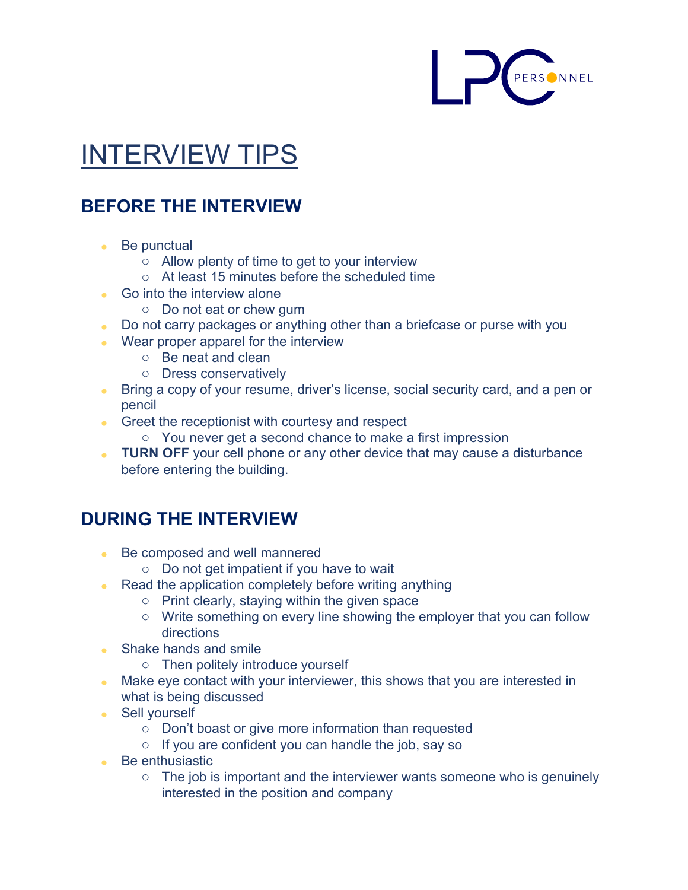LPC PERSONNEL

# INTERVIEW TIPS

## BEFORE THE INTERVIEW

- Be punctual
  - Allow plenty of time to get to your interview
  - At least 15 minutes before the scheduled time
- Go into the interview alone
  - Do not eat or chew gum
- Do not carry packages or anything other than a briefcase or purse with you
- Wear proper apparel for the interview
  - Be neat and clean
  - Dress conservatively
- Bring a copy of your resume, driver's license, social security card, and a pen or pencil
- Greet the receptionist with courtesy and respect
  - You never get a second chance to make a first impression
- **TURN OFF** your cell phone or any other device that may cause a disturbance before entering the building.

## DURING THE INTERVIEW

- Be composed and well mannered
  - Do not get impatient if you have to wait
- Read the application completely before writing anything
  - Print clearly, staying within the given space
  - Write something on every line showing the employer that you can follow directions
- Shake hands and smile
  - Then politely introduce yourself
- Make eye contact with your interviewer, this shows that you are interested in what is being discussed
- Sell yourself
  - Don't boast or give more information than requested
  - If you are confident you can handle the job, say so
- Be enthusiastic
  - The job is important and the interviewer wants someone who is genuinely interested in the position and company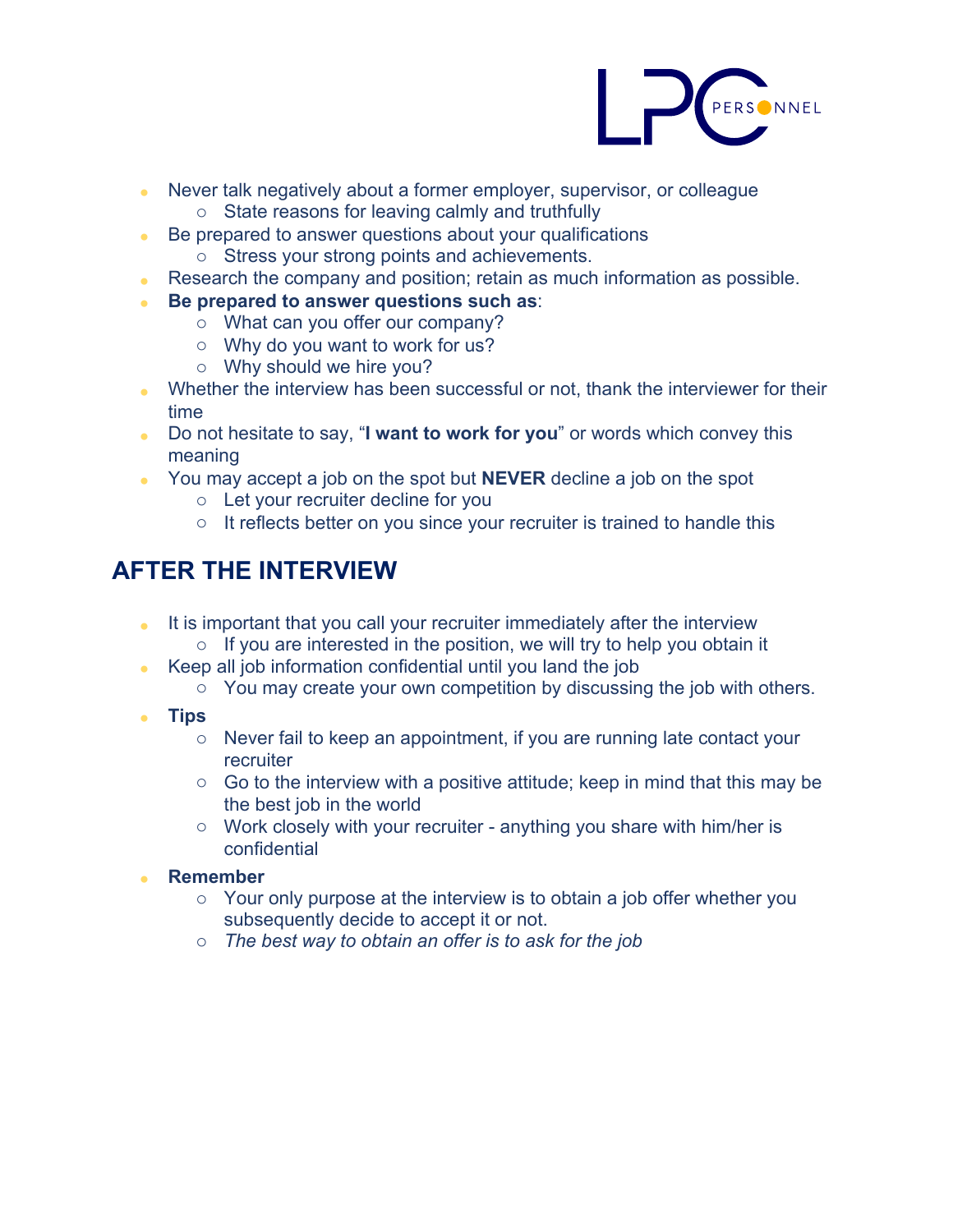- Never talk negatively about a former employer, supervisor, or colleague
  - State reasons for leaving calmly and truthfully
- Be prepared to answer questions about your qualifications
  - Stress your strong points and achievements.
- Research the company and position; retain as much information as possible.
- **Be prepared to answer questions such as**:
  - What can you offer our company?
  - Why do you want to work for us?
  - Why should we hire you?
- Whether the interview has been successful or not, thank the interviewer for their time
- Do not hesitate to say, "**I want to work for you**" or words which convey this meaning
- You may accept a job on the spot but **NEVER** decline a job on the spot
  - Let your recruiter decline for you
  - It reflects better on you since your recruiter is trained to handle this

## AFTER THE INTERVIEW

- It is important that you call your recruiter immediately after the interview
  - If you are interested in the position, we will try to help you obtain it
- Keep all job information confidential until you land the job
  - You may create your own competition by discussing the job with others.
- **Tips**
  - Never fail to keep an appointment, if you are running late contact your recruiter
  - Go to the interview with a positive attitude; keep in mind that this may be the best job in the world
  - Work closely with your recruiter - anything you share with him/her is confidential
- **Remember**
  - Your only purpose at the interview is to obtain a job offer whether you subsequently decide to accept it or not.
  - *The best way to obtain an offer is to ask for the job*